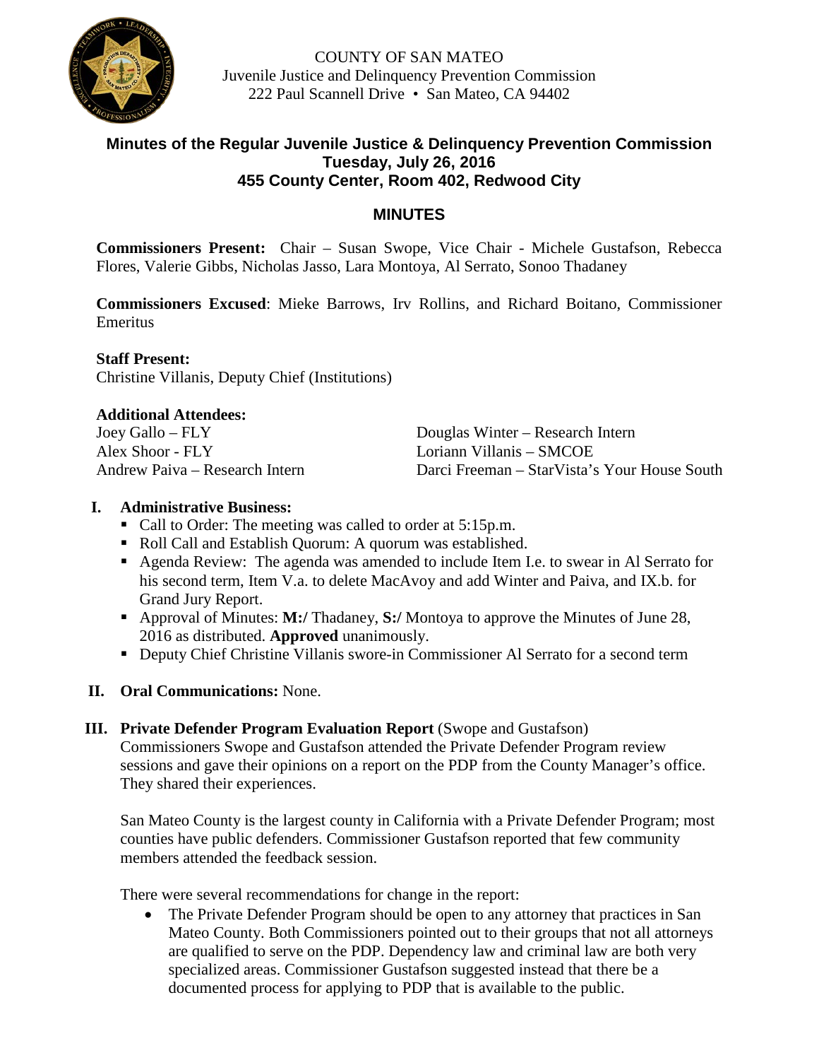COUNTY OF SAN MATEO
Juvenile Justice and Delinquency Prevention Commission
222 Paul Scannell Drive • San Mateo, CA 94402

## Minutes of the Regular Juvenile Justice & Delinquency Prevention Commission
## Tuesday, July 26, 2016
## 455 County Center, Room 402, Redwood City

## MINUTES

**Commissioners Present:** Chair – Susan Swope, Vice Chair - Michele Gustafson, Rebecca Flores, Valerie Gibbs, Nicholas Jasso, Lara Montoya, Al Serrato, Sonoo Thadaney

**Commissioners Excused**: Mieke Barrows, Irv Rollins, and Richard Boitano, Commissioner Emeritus

**Staff Present:**
Christine Villanis, Deputy Chief (Institutions)

**Additional Attendees:**
Joey Gallo – FLY
Alex Shoor - FLY
Andrew Paiva – Research Intern
Douglas Winter – Research Intern
Loriann Villanis – SMCOE
Darci Freeman – StarVista's Your House South

**I. Administrative Business:**

- Call to Order: The meeting was called to order at 5:15p.m.
- Roll Call and Establish Quorum: A quorum was established.
- Agenda Review: The agenda was amended to include Item I.e. to swear in Al Serrato for his second term, Item V.a. to delete MacAvoy and add Winter and Paiva, and IX.b. for Grand Jury Report.
- Approval of Minutes: **M:/** Thadaney, **S:/** Montoya to approve the Minutes of June 28, 2016 as distributed. **Approved** unanimously.
- Deputy Chief Christine Villanis swore-in Commissioner Al Serrato for a second term

**II. Oral Communications:** None.

**III. Private Defender Program Evaluation Report** (Swope and Gustafson)

Commissioners Swope and Gustafson attended the Private Defender Program review sessions and gave their opinions on a report on the PDP from the County Manager's office. They shared their experiences.

San Mateo County is the largest county in California with a Private Defender Program; most counties have public defenders. Commissioner Gustafson reported that few community members attended the feedback session.

There were several recommendations for change in the report:

- The Private Defender Program should be open to any attorney that practices in San Mateo County. Both Commissioners pointed out to their groups that not all attorneys are qualified to serve on the PDP. Dependency law and criminal law are both very specialized areas. Commissioner Gustafson suggested instead that there be a documented process for applying to PDP that is available to the public.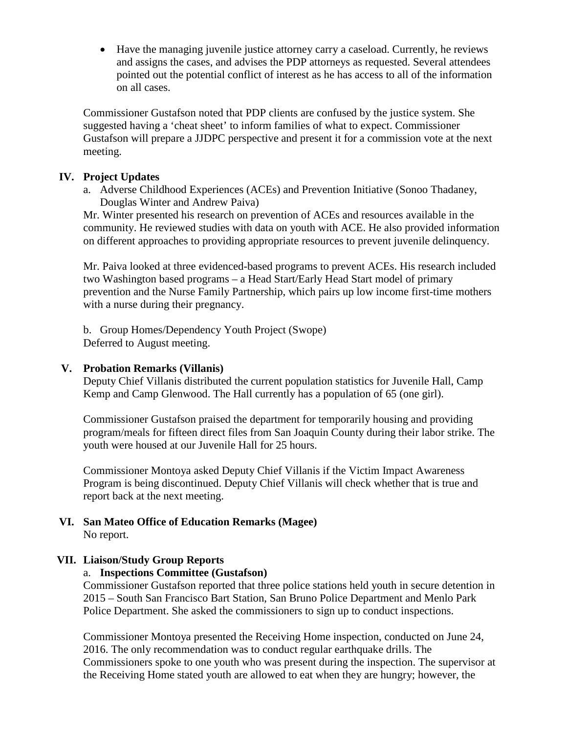- Have the managing juvenile justice attorney carry a caseload. Currently, he reviews and assigns the cases, and advises the PDP attorneys as requested. Several attendees pointed out the potential conflict of interest as he has access to all of the information on all cases.

Commissioner Gustafson noted that PDP clients are confused by the justice system. She suggested having a 'cheat sheet' to inform families of what to expect. Commissioner Gustafson will prepare a JJDPC perspective and present it for a commission vote at the next meeting.

## IV. Project Updates

a. Adverse Childhood Experiences (ACEs) and Prevention Initiative (Sonoo Thadaney, Douglas Winter and Andrew Paiva)

Mr. Winter presented his research on prevention of ACEs and resources available in the community. He reviewed studies with data on youth with ACE. He also provided information on different approaches to providing appropriate resources to prevent juvenile delinquency.

Mr. Paiva looked at three evidenced-based programs to prevent ACEs. His research included two Washington based programs – a Head Start/Early Head Start model of primary prevention and the Nurse Family Partnership, which pairs up low income first-time mothers with a nurse during their pregnancy.

b. Group Homes/Dependency Youth Project (Swope)

Deferred to August meeting.

## V. Probation Remarks (Villanis)

Deputy Chief Villanis distributed the current population statistics for Juvenile Hall, Camp Kemp and Camp Glenwood. The Hall currently has a population of 65 (one girl).

Commissioner Gustafson praised the department for temporarily housing and providing program/meals for fifteen direct files from San Joaquin County during their labor strike. The youth were housed at our Juvenile Hall for 25 hours.

Commissioner Montoya asked Deputy Chief Villanis if the Victim Impact Awareness Program is being discontinued. Deputy Chief Villanis will check whether that is true and report back at the next meeting.

## VI. San Mateo Office of Education Remarks (Magee)

No report.

## VII. Liaison/Study Group Reports

a. **Inspections Committee (Gustafson)**

Commissioner Gustafson reported that three police stations held youth in secure detention in 2015 – South San Francisco Bart Station, San Bruno Police Department and Menlo Park Police Department. She asked the commissioners to sign up to conduct inspections.

Commissioner Montoya presented the Receiving Home inspection, conducted on June 24, 2016. The only recommendation was to conduct regular earthquake drills. The Commissioners spoke to one youth who was present during the inspection. The supervisor at the Receiving Home stated youth are allowed to eat when they are hungry; however, the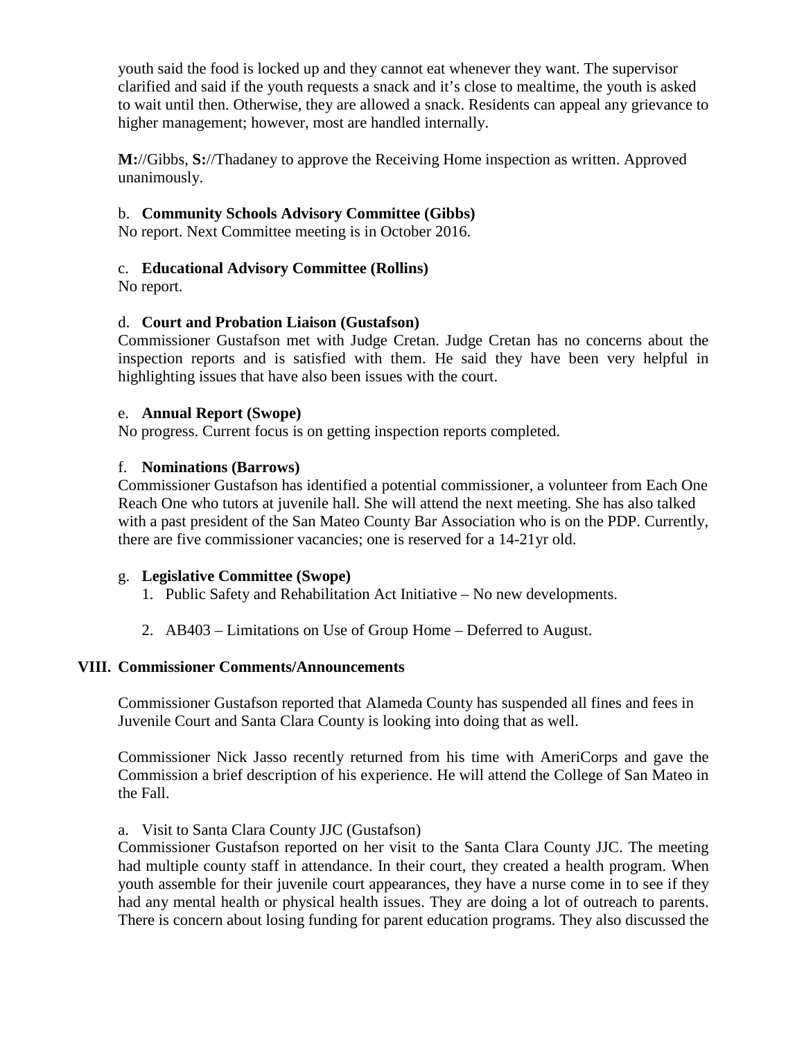youth said the food is locked up and they cannot eat whenever they want. The supervisor clarified and said if the youth requests a snack and it's close to mealtime, the youth is asked to wait until then. Otherwise, they are allowed a snack. Residents can appeal any grievance to higher management; however, most are handled internally.

**M:**//Gibbs, **S:**//Thadaney to approve the Receiving Home inspection as written. Approved unanimously.

b. **Community Schools Advisory Committee (Gibbs)**
No report. Next Committee meeting is in October 2016.

c. **Educational Advisory Committee (Rollins)**
No report.

d. **Court and Probation Liaison (Gustafson)**
Commissioner Gustafson met with Judge Cretan. Judge Cretan has no concerns about the inspection reports and is satisfied with them. He said they have been very helpful in highlighting issues that have also been issues with the court.

e. **Annual Report (Swope)**
No progress. Current focus is on getting inspection reports completed.

f. **Nominations (Barrows)**
Commissioner Gustafson has identified a potential commissioner, a volunteer from Each One Reach One who tutors at juvenile hall. She will attend the next meeting. She has also talked with a past president of the San Mateo County Bar Association who is on the PDP. Currently, there are five commissioner vacancies; one is reserved for a 14-21yr old.

g. **Legislative Committee (Swope)**

1. Public Safety and Rehabilitation Act Initiative – No new developments.

2. AB403 – Limitations on Use of Group Home – Deferred to August.

## VIII. Commissioner Comments/Announcements

Commissioner Gustafson reported that Alameda County has suspended all fines and fees in Juvenile Court and Santa Clara County is looking into doing that as well.

Commissioner Nick Jasso recently returned from his time with AmeriCorps and gave the Commission a brief description of his experience. He will attend the College of San Mateo in the Fall.

a. Visit to Santa Clara County JJC (Gustafson)
Commissioner Gustafson reported on her visit to the Santa Clara County JJC. The meeting had multiple county staff in attendance. In their court, they created a health program. When youth assemble for their juvenile court appearances, they have a nurse come in to see if they had any mental health or physical health issues. They are doing a lot of outreach to parents. There is concern about losing funding for parent education programs. They also discussed the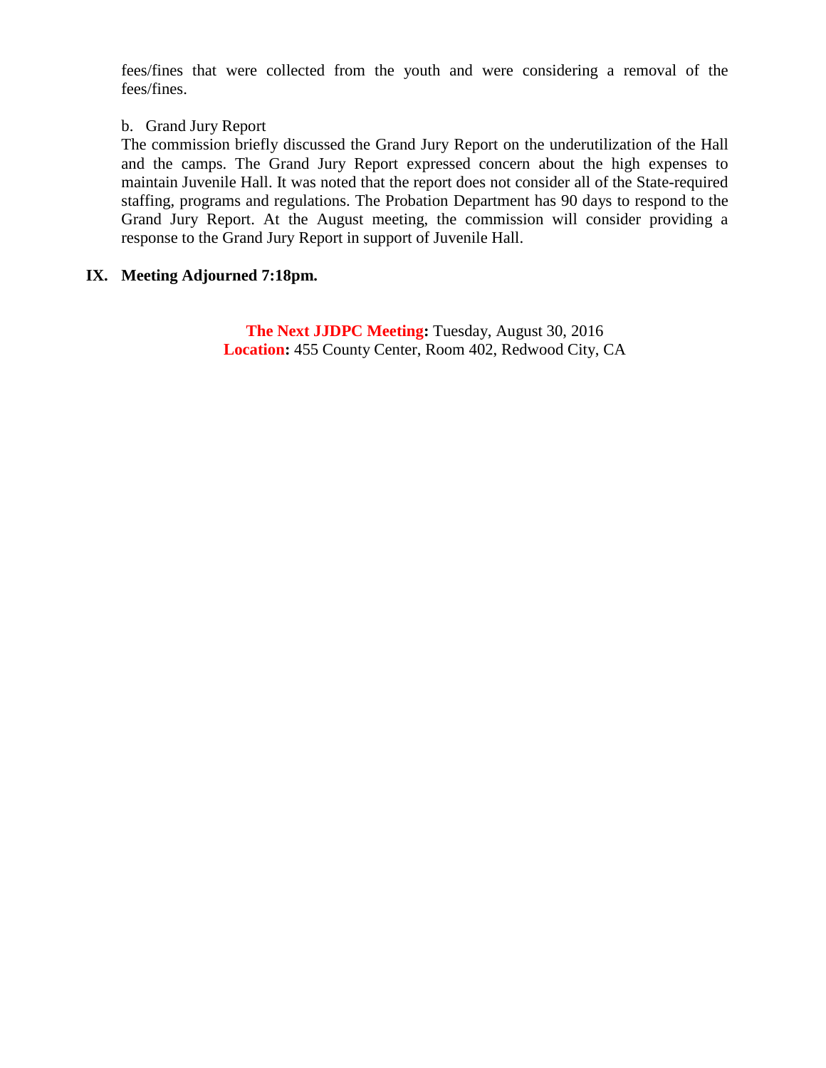fees/fines that were collected from the youth and were considering a removal of the fees/fines.

b. Grand Jury Report

The commission briefly discussed the Grand Jury Report on the underutilization of the Hall and the camps. The Grand Jury Report expressed concern about the high expenses to maintain Juvenile Hall. It was noted that the report does not consider all of the State-required staffing, programs and regulations. The Probation Department has 90 days to respond to the Grand Jury Report. At the August meeting, the commission will consider providing a response to the Grand Jury Report in support of Juvenile Hall.

**IX. Meeting Adjourned 7:18pm.**

**The Next JJDPC Meeting:** Tuesday, August 30, 2016
**Location:** 455 County Center, Room 402, Redwood City, CA